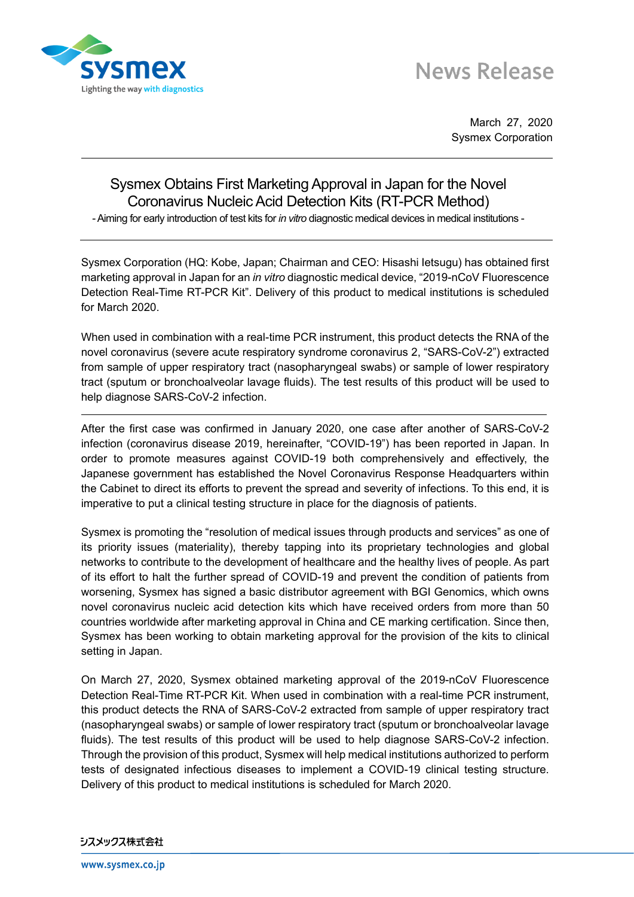News Release

March 27, 2020
Sysmex Corporation

# Sysmex Obtains First Marketing Approval in Japan for the Novel Coronavirus Nucleic Acid Detection Kits (RT-PCR Method)

- Aiming for early introduction of test kits for *in vitro* diagnostic medical devices in medical institutions -

Sysmex Corporation (HQ: Kobe, Japan; Chairman and CEO: Hisashi Ietsugu) has obtained first marketing approval in Japan for an *in vitro* diagnostic medical device, “2019-nCoV Fluorescence Detection Real-Time RT-PCR Kit”. Delivery of this product to medical institutions is scheduled for March 2020.

When used in combination with a real-time PCR instrument, this product detects the RNA of the novel coronavirus (severe acute respiratory syndrome coronavirus 2, “SARS-CoV-2”) extracted from sample of upper respiratory tract (nasopharyngeal swabs) or sample of lower respiratory tract (sputum or bronchoalveolar lavage fluids). The test results of this product will be used to help diagnose SARS-CoV-2 infection.

---

After the first case was confirmed in January 2020, one case after another of SARS-CoV-2 infection (coronavirus disease 2019, hereinafter, “COVID-19”) has been reported in Japan. In order to promote measures against COVID-19 both comprehensively and effectively, the Japanese government has established the Novel Coronavirus Response Headquarters within the Cabinet to direct its efforts to prevent the spread and severity of infections. To this end, it is imperative to put a clinical testing structure in place for the diagnosis of patients.

Sysmex is promoting the “resolution of medical issues through products and services” as one of its priority issues (materiality), thereby tapping into its proprietary technologies and global networks to contribute to the development of healthcare and the healthy lives of people. As part of its effort to halt the further spread of COVID-19 and prevent the condition of patients from worsening, Sysmex has signed a basic distributor agreement with BGI Genomics, which owns novel coronavirus nucleic acid detection kits which have received orders from more than 50 countries worldwide after marketing approval in China and CE marking certification. Since then, Sysmex has been working to obtain marketing approval for the provision of the kits to clinical setting in Japan.

On March 27, 2020, Sysmex obtained marketing approval of the 2019-nCoV Fluorescence Detection Real-Time RT-PCR Kit. When used in combination with a real-time PCR instrument, this product detects the RNA of SARS-CoV-2 extracted from sample of upper respiratory tract (nasopharyngeal swabs) or sample of lower respiratory tract (sputum or bronchoalveolar lavage fluids). The test results of this product will be used to help diagnose SARS-CoV-2 infection. Through the provision of this product, Sysmex will help medical institutions authorized to perform tests of designated infectious diseases to implement a COVID-19 clinical testing structure. Delivery of this product to medical institutions is scheduled for March 2020.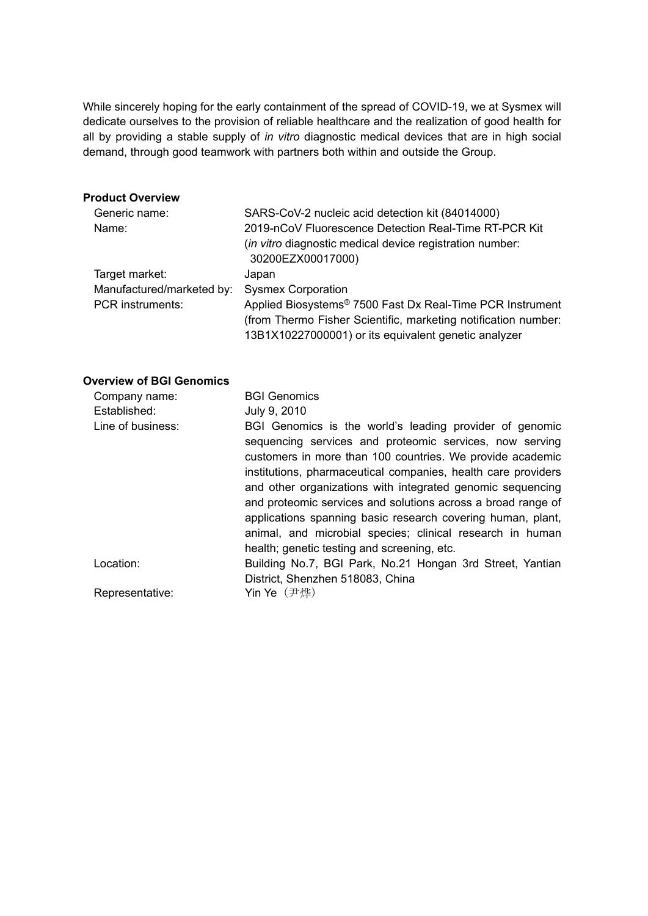While sincerely hoping for the early containment of the spread of COVID-19, we at Sysmex will dedicate ourselves to the provision of reliable healthcare and the realization of good health for all by providing a stable supply of *in vitro* diagnostic medical devices that are in high social demand, through good teamwork with partners both within and outside the Group.

**Product Overview**

| | |
|---|---|
| Generic name: | SARS-CoV-2 nucleic acid detection kit (84014000) |
| Name: | 2019-nCoV Fluorescence Detection Real-Time RT-PCR Kit (*in vitro* diagnostic medical device registration number: 30200EZX00017000) |
| Target market: | Japan |
| Manufactured/marketed by: | Sysmex Corporation |
| PCR instruments: | Applied Biosystems® 7500 Fast Dx Real-Time PCR Instrument (from Thermo Fisher Scientific, marketing notification number: 13B1X10227000001) or its equivalent genetic analyzer |

**Overview of BGI Genomics**

| | |
|---|---|
| Company name: | BGI Genomics |
| Established: | July 9, 2010 |
| Line of business: | BGI Genomics is the world's leading provider of genomic sequencing services and proteomic services, now serving customers in more than 100 countries. We provide academic institutions, pharmaceutical companies, health care providers and other organizations with integrated genomic sequencing and proteomic services and solutions across a broad range of applications spanning basic research covering human, plant, animal, and microbial species; clinical research in human health; genetic testing and screening, etc. |
| Location: | Building No.7, BGI Park, No.21 Hongan 3rd Street, Yantian District, Shenzhen 518083, China |
| Representative: | Yin Ye（尹烨） |